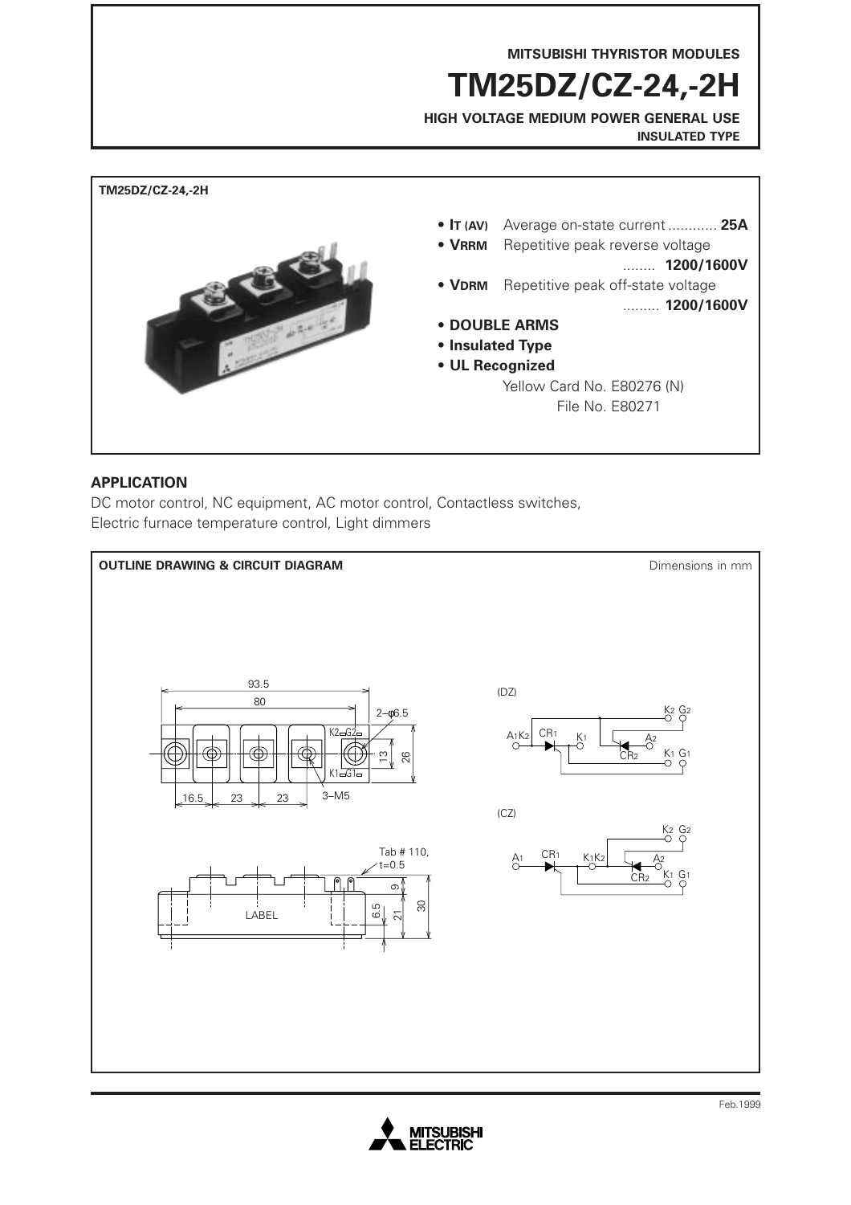MITSUBISHI THYRISTOR MODULES

# TM25DZ/CZ-24,-2H

**HIGH VOLTAGE MEDIUM POWER GENERAL USE**
**INSULATED TYPE**

**TM25DZ/CZ-24,-2H**

- **$I_{T(AV)}$** Average on-state current ............ **25A**
- **$V_{RRM}$** Repetitive peak reverse voltage ........ **1200/1600V**
- **$V_{DRM}$** Repetitive peak off-state voltage ......... **1200/1600V**
- **DOUBLE ARMS**
- **Insulated Type**
- **UL Recognized**

  Yellow Card No. E80276 (N)
  File No. E80271

## APPLICATION

DC motor control, NC equipment, AC motor control, Contactless switches, Electric furnace temperature control, Light dimmers

## OUTLINE DRAWING & CIRCUIT DIAGRAM

Dimensions in mm

93.5, 80, 2–φ6.5, K2 G2, 13, 26, K1 G1, 16.5, 23, 23, 3–M5

Tab # 110, t=0.5, 9, 6.5, 21, 30, LABEL

(DZ): A1K2, CR1, K1, A2, CR2, K2 G2, K1 G1

(CZ): A1, CR1, K1K2, A2, CR2, K2 G2, K1 G1

Feb.1999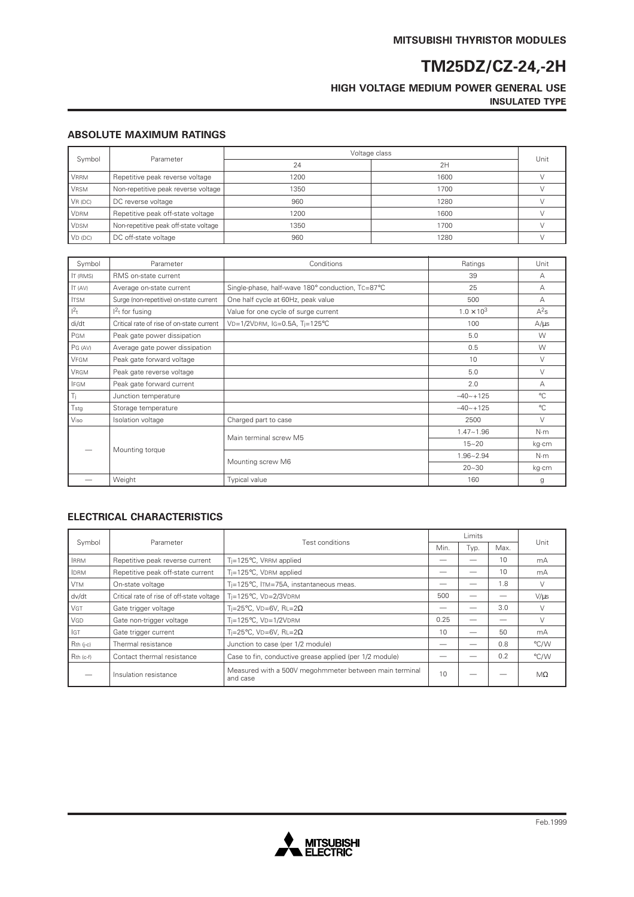MITSUBISHI THYRISTOR MODULES

# TM25DZ/CZ-24,-2H

### HIGH VOLTAGE MEDIUM POWER GENERAL USE
**INSULATED TYPE**

## ABSOLUTE MAXIMUM RATINGS

| Symbol | Parameter | Voltage class | | Unit |
|---|---|---|---|---|
| | | 24 | 2H | |
| $V_{RRM}$ | Repetitive peak reverse voltage | 1200 | 1600 | V |
| $V_{RSM}$ | Non-repetitive peak reverse voltage | 1350 | 1700 | V |
| $V_{R (DC)}$ | DC reverse voltage | 960 | 1280 | V |
| $V_{DRM}$ | Repetitive peak off-state voltage | 1200 | 1600 | V |
| $V_{DSM}$ | Non-repetitive peak off-state voltage | 1350 | 1700 | V |
| $V_{D (DC)}$ | DC off-state voltage | 960 | 1280 | V |

| Symbol | Parameter | Conditions | Ratings | Unit |
|---|---|---|---|---|
| $I_{T (RMS)}$ | RMS on-state current | | 39 | A |
| $I_{T (AV)}$ | Average on-state current | Single-phase, half-wave 180° conduction, $T_C$=87°C | 25 | A |
| $I_{TSM}$ | Surge (non-repetitive) on-state current | One half cycle at 60Hz, peak value | 500 | A |
| $I^2t$ | $I^2t$ for fusing | Value for one cycle of surge current | $1.0 \times 10^3$ | $A^2s$ |
| di/dt | Critical rate of rise of on-state current | $V_D$=1/2$V_{DRM}$, $I_G$=0.5A, $T_j$=125°C | 100 | A/µs |
| $P_{GM}$ | Peak gate power dissipation | | 5.0 | W |
| $P_{G (AV)}$ | Average gate power dissipation | | 0.5 | W |
| $V_{FGM}$ | Peak gate forward voltage | | 10 | V |
| $V_{RGM}$ | Peak gate reverse voltage | | 5.0 | V |
| $I_{FGM}$ | Peak gate forward current | | 2.0 | A |
| $T_j$ | Junction temperature | | –40~+125 | °C |
| $T_{stg}$ | Storage temperature | | –40~+125 | °C |
| $V_{iso}$ | Isolation voltage | Charged part to case | 2500 | V |
| — | Mounting torque | Main terminal screw M5 | 1.47~1.96 | N·m |
| | | | 15~20 | kg·cm |
| | | Mounting screw M6 | 1.96~2.94 | N·m |
| | | | 20~30 | kg·cm |
| — | Weight | Typical value | 160 | g |

## ELECTRICAL CHARACTERISTICS

| Symbol | Parameter | Test conditions | Limits | | | Unit |
|---|---|---|---|---|---|---|
| | | | Min. | Typ. | Max. | |
| $I_{RRM}$ | Repetitive peak reverse current | $T_j$=125°C, $V_{RRM}$ applied | — | — | 10 | mA |
| $I_{DRM}$ | Repetitive peak off-state current | $T_j$=125°C, $V_{DRM}$ applied | — | — | 10 | mA |
| $V_{TM}$ | On-state voltage | $T_j$=125°C, $I_{TM}$=75A, instantaneous meas. | — | — | 1.8 | V |
| dv/dt | Critical rate of rise of off-state voltage | $T_j$=125°C, $V_D$=2/3$V_{DRM}$ | 500 | — | — | V/µs |
| $V_{GT}$ | Gate trigger voltage | $T_j$=25°C, $V_D$=6V, $R_L$=2Ω | — | — | 3.0 | V |
| $V_{GD}$ | Gate non-trigger voltage | $T_j$=125°C, $V_D$=1/2$V_{DRM}$ | 0.25 | — | — | V |
| $I_{GT}$ | Gate trigger current | $T_j$=25°C, $V_D$=6V, $R_L$=2Ω | 10 | — | 50 | mA |
| $R_{th (j-c)}$ | Thermal resistance | Junction to case (per 1/2 module) | — | — | 0.8 | °C/W |
| $R_{th (c-f)}$ | Contact thermal resistance | Case to fin, conductive grease applied (per 1/2 module) | — | — | 0.2 | °C/W |
| — | Insulation resistance | Measured with a 500V megohmmeter between main terminal and case | 10 | — | — | MΩ |

Feb.1999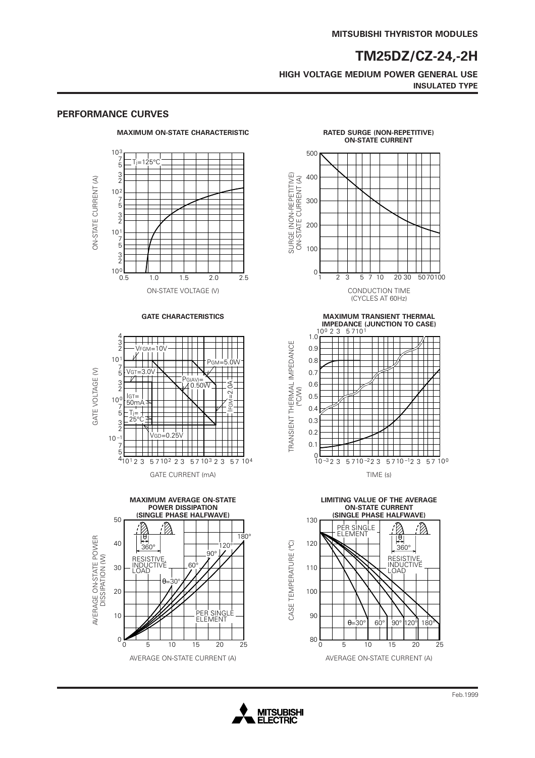## PERFORMANCE CURVES

**MAXIMUM ON-STATE CHARACTERISTIC**

$T_j$=125°C

ON-STATE CURRENT (A)

ON-STATE VOLTAGE (V)

**RATED SURGE (NON-REPETITIVE) ON-STATE CURRENT**

SURGE (NON-REPETITIVE) ON-STATE CURRENT (A)

CONDUCTION TIME (CYCLES AT 60Hz)

**GATE CHARACTERISTICS**

$V_{FGM}$=10V

$P_{GM}$=5.0W

$V_{GT}$=3.0V

$P_{G(AV)}$= 0.50W

$I_{FGM}$=2.0A

$I_{GT}$= 50mA

$T_j$= 25°C

$V_{GD}$=0.25V

GATE VOLTAGE (V)

GATE CURRENT (mA)

**MAXIMUM TRANSIENT THERMAL IMPEDANCE (JUNCTION TO CASE)**

TRANSIENT THERMAL IMPEDANCE (°C/W)

TIME (s)

**MAXIMUM AVERAGE ON-STATE POWER DISSIPATION (SINGLE PHASE HALFWAVE)**

θ 360°

RESISTIVE, INDUCTIVE LOAD

θ=30°, 60°, 90°, 120°, 180°

PER SINGLE ELEMENT

AVERAGE ON-STATE POWER DISSIPATION (W)

AVERAGE ON-STATE CURRENT (A)

**LIMITING VALUE OF THE AVERAGE ON-STATE CURRENT (SINGLE PHASE HALFWAVE)**

PER SINGLE ELEMENT

θ 360°

RESISTIVE, INDUCTIVE LOAD

θ=30°, 60°, 90°, 120°, 180°

CASE TEMPERATURE (°C)

AVERAGE ON-STATE CURRENT (A)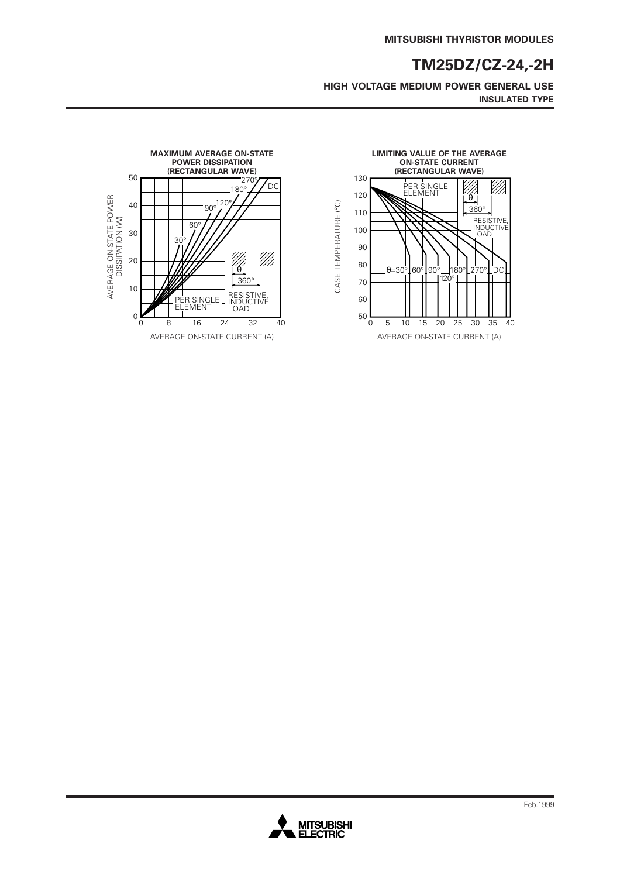MITSUBISHI THYRISTOR MODULES

# TM25DZ/CZ-24,-2H

**HIGH VOLTAGE MEDIUM POWER GENERAL USE**
**INSULATED TYPE**

**MAXIMUM AVERAGE ON-STATE POWER DISSIPATION (RECTANGULAR WAVE)**

AVERAGE ON-STATE POWER DISSIPATION (W)
50
40
30
20
10
0
0 8 16 24 32 40
AVERAGE ON-STATE CURRENT (A)

30°
60°
90°
120°
180°
270°
DC
θ
360°
PER SINGLE ELEMENT
RESISTIVE, INDUCTIVE LOAD

**LIMITING VALUE OF THE AVERAGE ON-STATE CURRENT (RECTANGULAR WAVE)**

CASE TEMPERATURE (°C)
130
120
110
100
90
80
70
60
50
0 5 10 15 20 25 30 35 40
AVERAGE ON-STATE CURRENT (A)

PER SINGLE ELEMENT
θ
360°
RESISTIVE, INDUCTIVE LOAD
θ=30°
60°
90°
120°
180°
270°
DC

Feb.1999